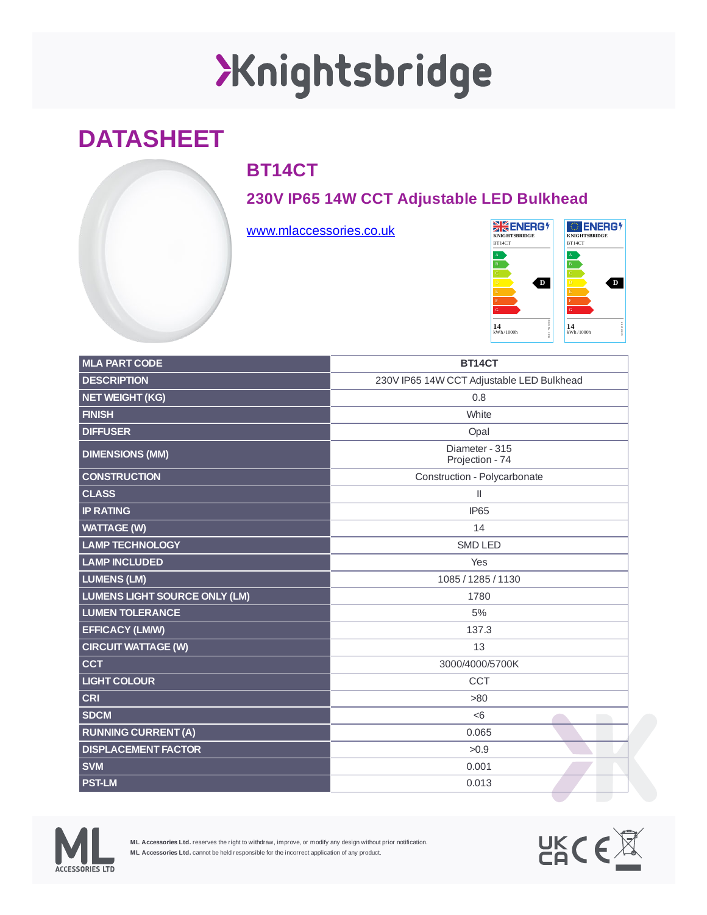# Knightsbridge

## DATASHEET

### BT14CT

### 230V IP65 14W CCT Adjustable LED Bulkhead

www.mlaccessories.co.uk

| MLA PART CODE | BT14CT |
|---|---|
| DESCRIPTION | 230V IP65 14W CCT Adjustable LED Bulkhead |
| NET WEIGHT (KG) | 0.8 |
| FINISH | White |
| DIFFUSER | Opal |
| DIMENSIONS (MM) | Diameter - 315<br>Projection - 74 |
| CONSTRUCTION | Construction - Polycarbonate |
| CLASS | II |
| IP RATING | IP65 |
| WATTAGE (W) | 14 |
| LAMP TECHNOLOGY | SMD LED |
| LAMP INCLUDED | Yes |
| LUMENS (LM) | 1085 / 1285 / 1130 |
| LUMENS LIGHT SOURCE ONLY (LM) | 1780 |
| LUMEN TOLERANCE | 5% |
| EFFICACY (LM/W) | 137.3 |
| CIRCUIT WATTAGE (W) | 13 |
| CCT | 3000/4000/5700K |
| LIGHT COLOUR | CCT |
| CRI | >80 |
| SDCM | <6 |
| RUNNING CURRENT (A) | 0.065 |
| DISPLACEMENT FACTOR | >0.9 |
| SVM | 0.001 |
| PST-LM | 0.013 |

**ML Accessories Ltd.** reserves the right to withdraw, improve, or modify any design without prior notification.
**ML Accessories Ltd.** cannot be held responsible for the incorrect application of any product.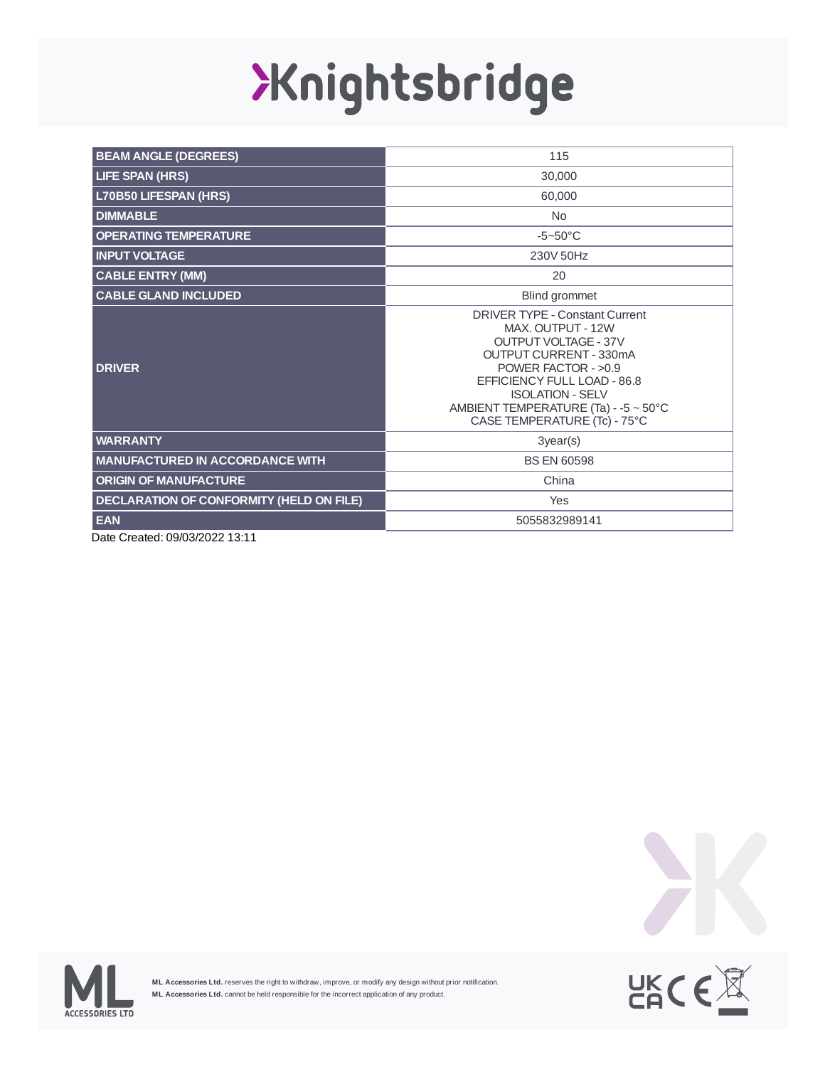Knightsbridge

| | |
|---|---|
| **BEAM ANGLE (DEGREES)** | 115 |
| **LIFE SPAN (HRS)** | 30,000 |
| **L70B50 LIFESPAN (HRS)** | 60,000 |
| **DIMMABLE** | No |
| **OPERATING TEMPERATURE** | -5~50°C |
| **INPUT VOLTAGE** | 230V 50Hz |
| **CABLE ENTRY (MM)** | 20 |
| **CABLE GLAND INCLUDED** | Blind grommet |
| **DRIVER** | DRIVER TYPE - Constant Current<br>MAX. OUTPUT - 12W<br>OUTPUT VOLTAGE - 37V<br>OUTPUT CURRENT - 330mA<br>POWER FACTOR - >0.9<br>EFFICIENCY FULL LOAD - 86.8<br>ISOLATION - SELV<br>AMBIENT TEMPERATURE (Ta) - -5 ~ 50°C<br>CASE TEMPERATURE (Tc) - 75°C |
| **WARRANTY** | 3year(s) |
| **MANUFACTURED IN ACCORDANCE WITH** | BS EN 60598 |
| **ORIGIN OF MANUFACTURE** | China |
| **DECLARATION OF CONFORMITY (HELD ON FILE)** | Yes |
| **EAN** | 5055832989141 |

Date Created: 09/03/2022 13:11

**ML Accessories Ltd.** reserves the right to withdraw, improve, or modify any design without prior notification.
**ML Accessories Ltd.** cannot be held responsible for the incorrect application of any product.